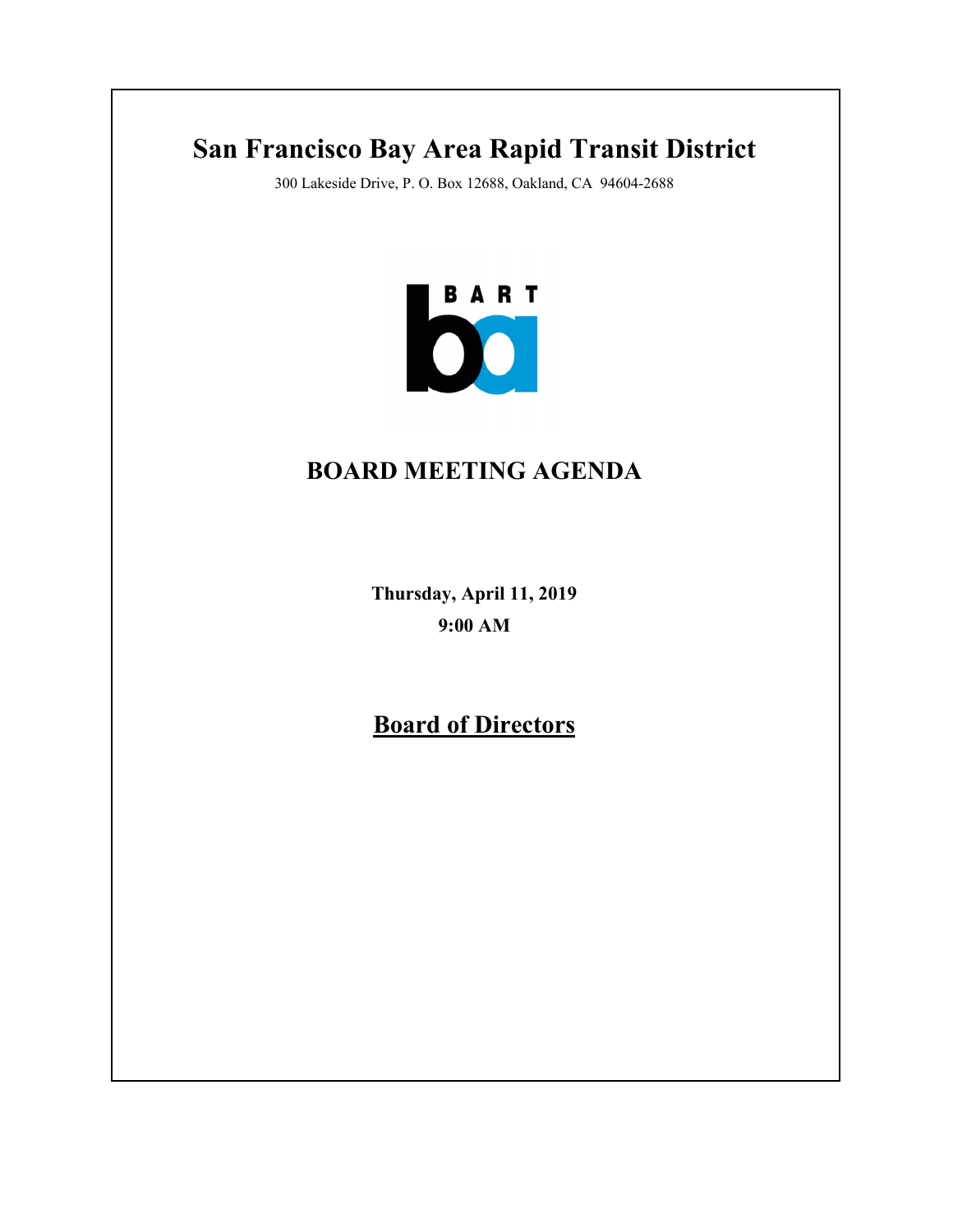# San Francisco Bay Area Rapid Transit District

300 Lakeside Drive, P. O. Box 12688, Oakland, CA 94604-2688

BART

## BOARD MEETING AGENDA

**Thursday, April 11, 2019**

**9:00 AM**

## Board of Directors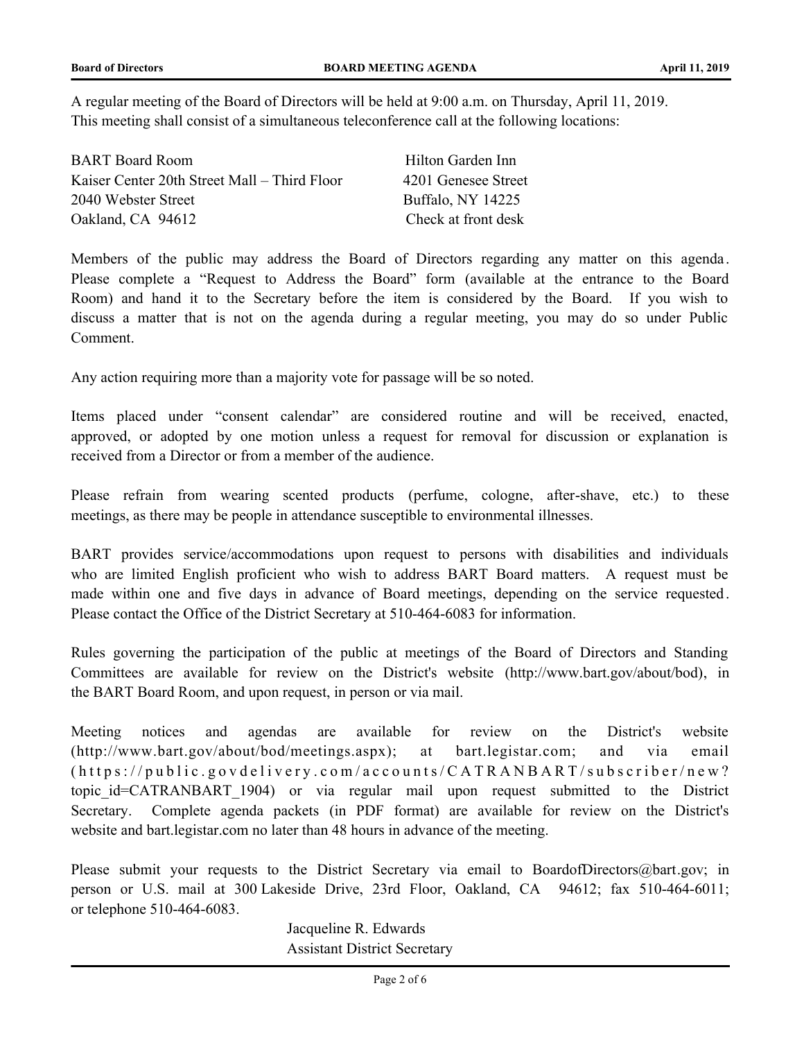A regular meeting of the Board of Directors will be held at 9:00 a.m. on Thursday, April 11, 2019. This meeting shall consist of a simultaneous teleconference call at the following locations:

| | |
|---|---|
| BART Board Room | Hilton Garden Inn |
| Kaiser Center 20th Street Mall – Third Floor | 4201 Genesee Street |
| 2040 Webster Street | Buffalo, NY 14225 |
| Oakland, CA 94612 | Check at front desk |

Members of the public may address the Board of Directors regarding any matter on this agenda. Please complete a "Request to Address the Board" form (available at the entrance to the Board Room) and hand it to the Secretary before the item is considered by the Board. If you wish to discuss a matter that is not on the agenda during a regular meeting, you may do so under Public Comment.

Any action requiring more than a majority vote for passage will be so noted.

Items placed under "consent calendar" are considered routine and will be received, enacted, approved, or adopted by one motion unless a request for removal for discussion or explanation is received from a Director or from a member of the audience.

Please refrain from wearing scented products (perfume, cologne, after-shave, etc.) to these meetings, as there may be people in attendance susceptible to environmental illnesses.

BART provides service/accommodations upon request to persons with disabilities and individuals who are limited English proficient who wish to address BART Board matters. A request must be made within one and five days in advance of Board meetings, depending on the service requested. Please contact the Office of the District Secretary at 510-464-6083 for information.

Rules governing the participation of the public at meetings of the Board of Directors and Standing Committees are available for review on the District's website (http://www.bart.gov/about/bod), in the BART Board Room, and upon request, in person or via mail.

Meeting notices and agendas are available for review on the District's website (http://www.bart.gov/about/bod/meetings.aspx); at bart.legistar.com; and via email (https://public.govdelivery.com/accounts/CATRANBART/subscriber/new?topic_id=CATRANBART_1904) or via regular mail upon request submitted to the District Secretary. Complete agenda packets (in PDF format) are available for review on the District's website and bart.legistar.com no later than 48 hours in advance of the meeting.

Please submit your requests to the District Secretary via email to BoardofDirectors@bart.gov; in person or U.S. mail at 300 Lakeside Drive, 23rd Floor, Oakland, CA 94612; fax 510-464-6011; or telephone 510-464-6083.

Jacqueline R. Edwards
Assistant District Secretary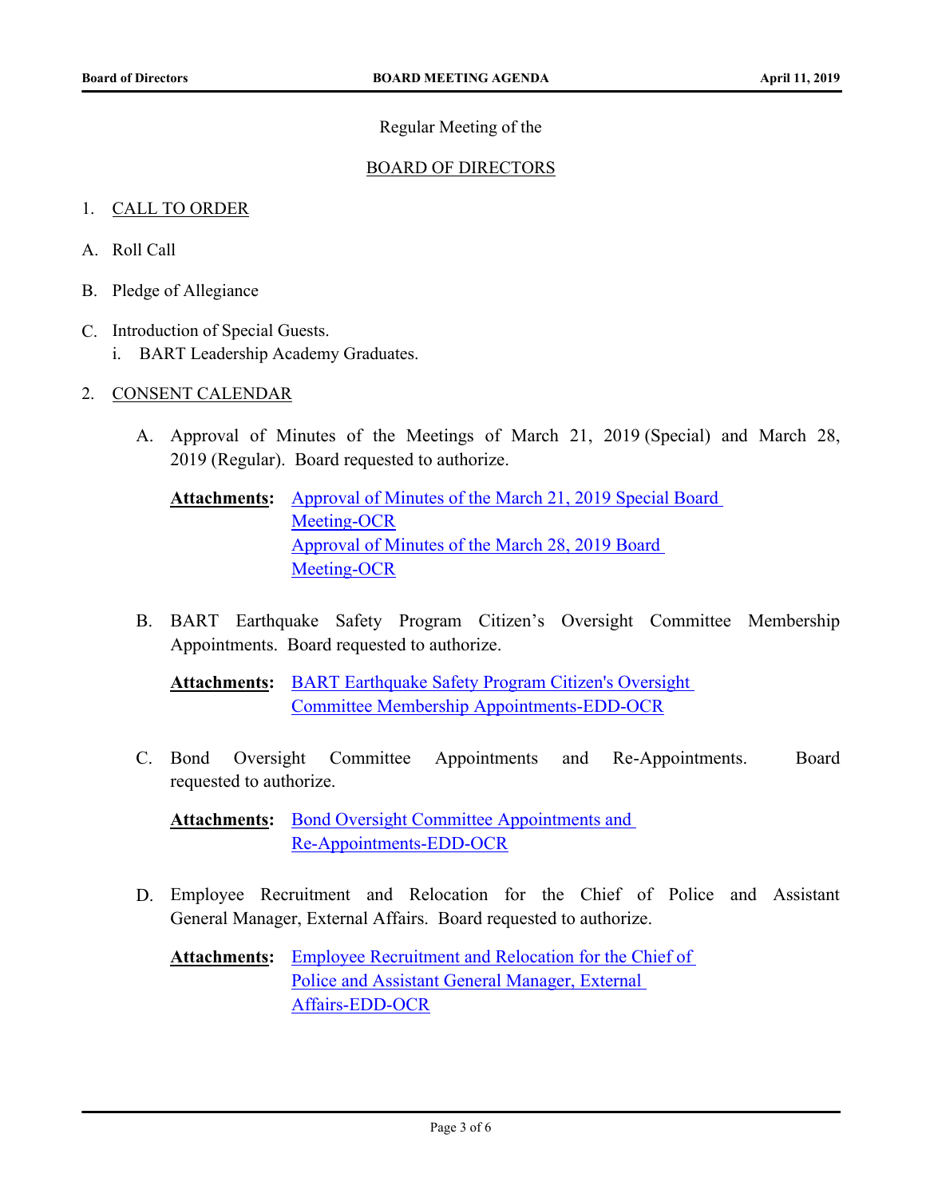Regular Meeting of the

BOARD OF DIRECTORS

1. CALL TO ORDER

A. Roll Call

B. Pledge of Allegiance

C. Introduction of Special Guests.
   i. BART Leadership Academy Graduates.

2. CONSENT CALENDAR

   A. Approval of Minutes of the Meetings of March 21, 2019 (Special) and March 28, 2019 (Regular). Board requested to authorize.

   **Attachments:** Approval of Minutes of the March 21, 2019 Special Board Meeting-OCR
   Approval of Minutes of the March 28, 2019 Board Meeting-OCR

   B. BART Earthquake Safety Program Citizen's Oversight Committee Membership Appointments. Board requested to authorize.

   **Attachments:** BART Earthquake Safety Program Citizen's Oversight Committee Membership Appointments-EDD-OCR

   C. Bond Oversight Committee Appointments and Re-Appointments. Board requested to authorize.

   **Attachments:** Bond Oversight Committee Appointments and Re-Appointments-EDD-OCR

   D. Employee Recruitment and Relocation for the Chief of Police and Assistant General Manager, External Affairs. Board requested to authorize.

   **Attachments:** Employee Recruitment and Relocation for the Chief of Police and Assistant General Manager, External Affairs-EDD-OCR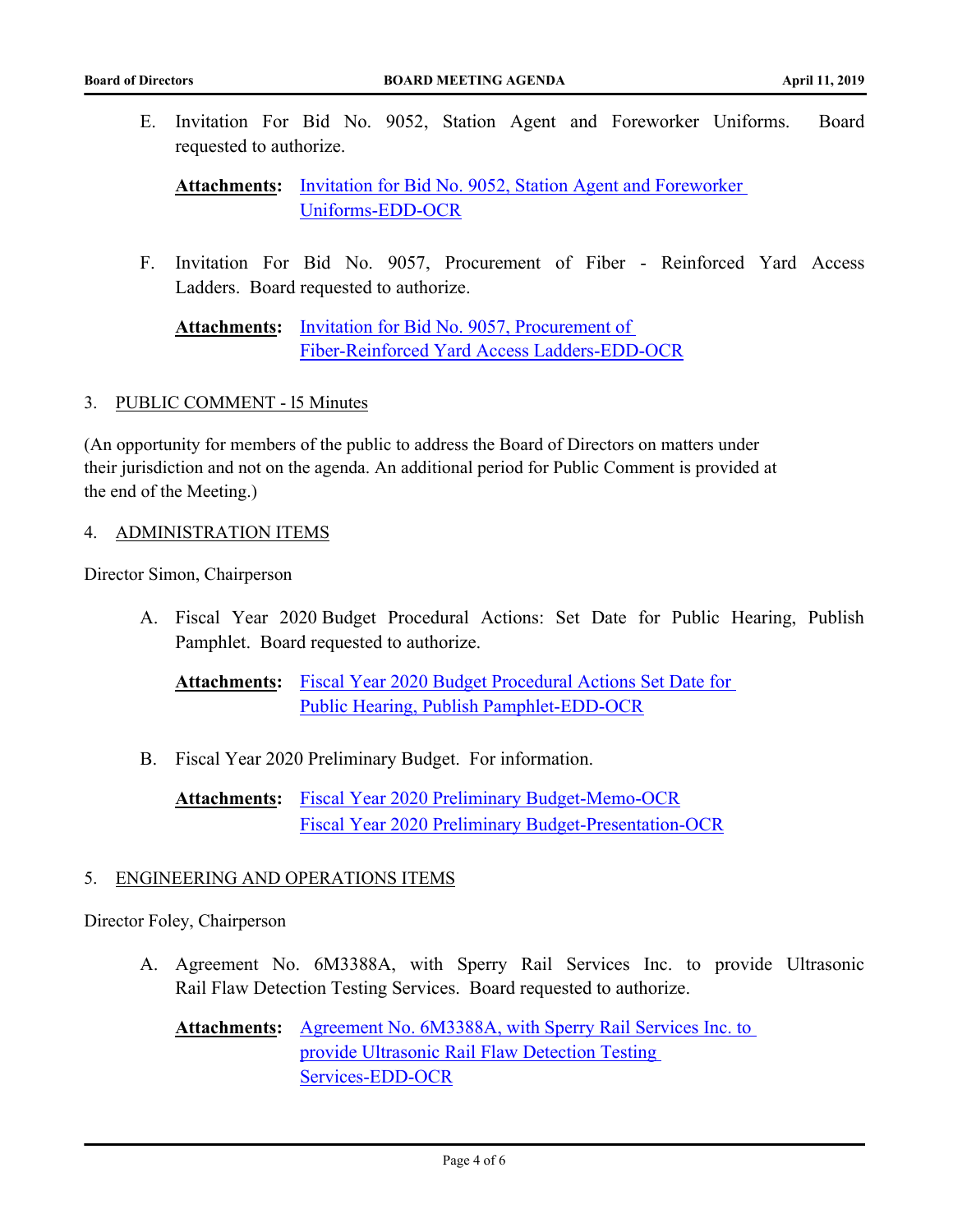E. Invitation For Bid No. 9052, Station Agent and Foreworker Uniforms. Board requested to authorize.

**Attachments:** Invitation for Bid No. 9052, Station Agent and Foreworker Uniforms-EDD-OCR

F. Invitation For Bid No. 9057, Procurement of Fiber - Reinforced Yard Access Ladders. Board requested to authorize.

**Attachments:** Invitation for Bid No. 9057, Procurement of Fiber-Reinforced Yard Access Ladders-EDD-OCR

3. PUBLIC COMMENT - l5 Minutes

(An opportunity for members of the public to address the Board of Directors on matters under their jurisdiction and not on the agenda. An additional period for Public Comment is provided at the end of the Meeting.)

4. ADMINISTRATION ITEMS

Director Simon, Chairperson

A. Fiscal Year 2020 Budget Procedural Actions: Set Date for Public Hearing, Publish Pamphlet. Board requested to authorize.

**Attachments:** Fiscal Year 2020 Budget Procedural Actions Set Date for Public Hearing, Publish Pamphlet-EDD-OCR

B. Fiscal Year 2020 Preliminary Budget. For information.

**Attachments:** Fiscal Year 2020 Preliminary Budget-Memo-OCR
Fiscal Year 2020 Preliminary Budget-Presentation-OCR

5. ENGINEERING AND OPERATIONS ITEMS

Director Foley, Chairperson

A. Agreement No. 6M3388A, with Sperry Rail Services Inc. to provide Ultrasonic Rail Flaw Detection Testing Services. Board requested to authorize.

**Attachments:** Agreement No. 6M3388A, with Sperry Rail Services Inc. to provide Ultrasonic Rail Flaw Detection Testing Services-EDD-OCR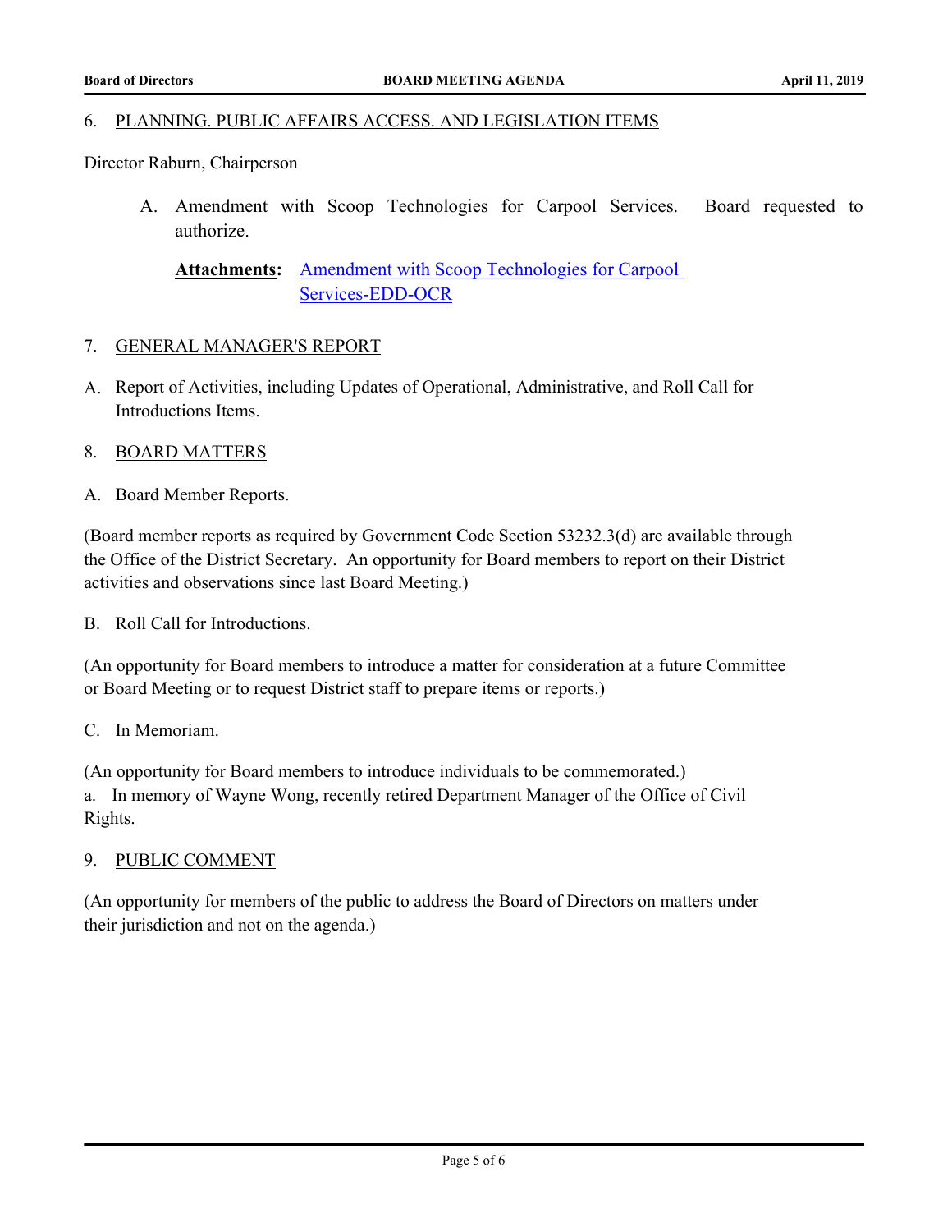## 6. PLANNING. PUBLIC AFFAIRS ACCESS. AND LEGISLATION ITEMS

Director Raburn, Chairperson

A. Amendment with Scoop Technologies for Carpool Services. Board requested to authorize.

**Attachments:** Amendment with Scoop Technologies for Carpool Services-EDD-OCR

## 7. GENERAL MANAGER'S REPORT

A. Report of Activities, including Updates of Operational, Administrative, and Roll Call for Introductions Items.

## 8. BOARD MATTERS

A. Board Member Reports.

(Board member reports as required by Government Code Section 53232.3(d) are available through the Office of the District Secretary. An opportunity for Board members to report on their District activities and observations since last Board Meeting.)

B. Roll Call for Introductions.

(An opportunity for Board members to introduce a matter for consideration at a future Committee or Board Meeting or to request District staff to prepare items or reports.)

C. In Memoriam.

(An opportunity for Board members to introduce individuals to be commemorated.)
a. In memory of Wayne Wong, recently retired Department Manager of the Office of Civil Rights.

## 9. PUBLIC COMMENT

(An opportunity for members of the public to address the Board of Directors on matters under their jurisdiction and not on the agenda.)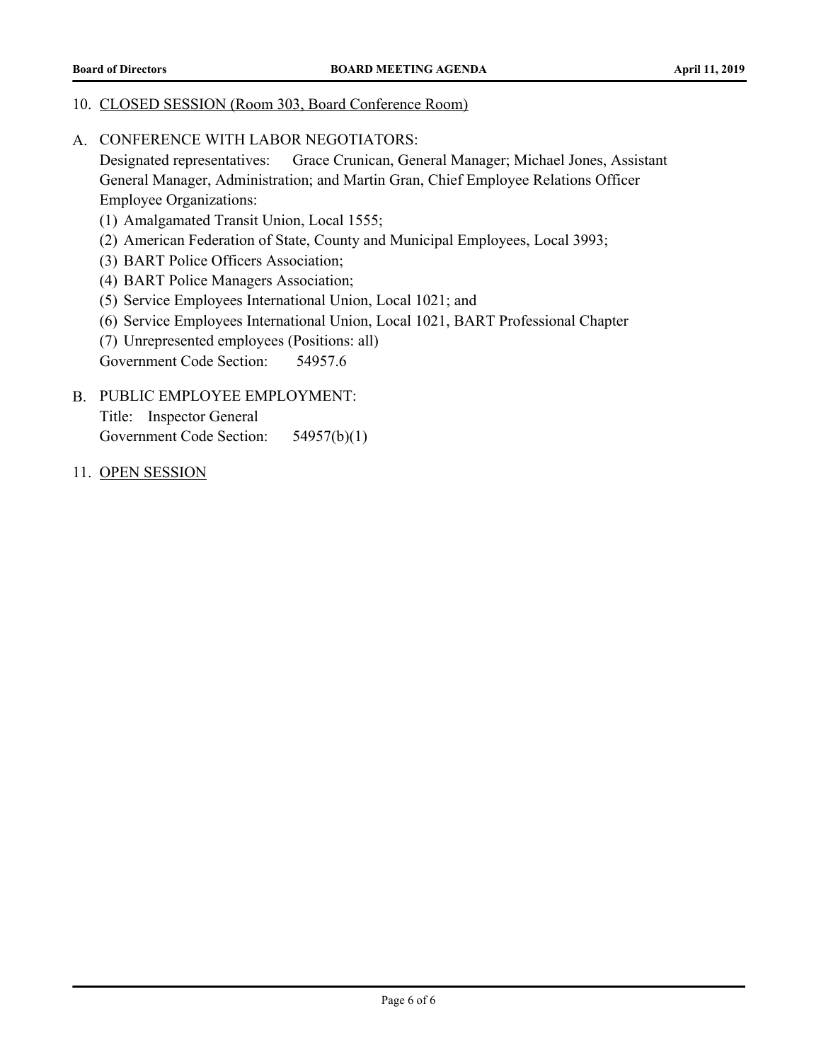10. CLOSED SESSION (Room 303, Board Conference Room)

A. CONFERENCE WITH LABOR NEGOTIATORS:
   Designated representatives: Grace Crunican, General Manager; Michael Jones, Assistant General Manager, Administration; and Martin Gran, Chief Employee Relations Officer
   Employee Organizations:
   (1) Amalgamated Transit Union, Local 1555;
   (2) American Federation of State, County and Municipal Employees, Local 3993;
   (3) BART Police Officers Association;
   (4) BART Police Managers Association;
   (5) Service Employees International Union, Local 1021; and
   (6) Service Employees International Union, Local 1021, BART Professional Chapter
   (7) Unrepresented employees (Positions: all)
   Government Code Section: 54957.6

B. PUBLIC EMPLOYEE EMPLOYMENT:
   Title: Inspector General
   Government Code Section: 54957(b)(1)

11. OPEN SESSION